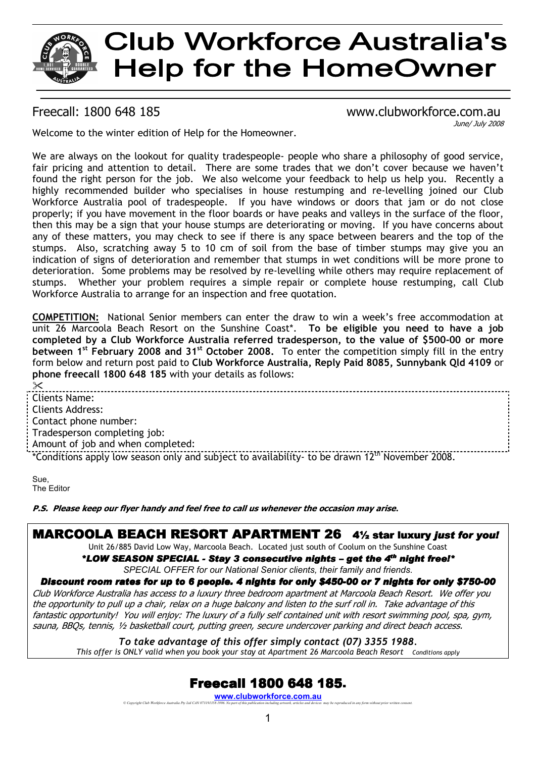# Club Workforce Australia's Help for the HomeOwner

Freecall: 1800 648 185 www.clubworkforce.com.au

*June/ July 2008*

Welcome to the winter edition of Help for the Homeowner.

We are always on the lookout for quality tradespeople- people who share a philosophy of good service, fair pricing and attention to detail. There are some trades that we don't cover because we haven't found the right person for the job. We also welcome your feedback to help us help you. Recently a highly recommended builder who specialises in house restumping and re-levelling joined our Club Workforce Australia pool of tradespeople. If you have windows or doors that jam or do not close properly; if you have movement in the floor boards or have peaks and valleys in the surface of the floor, then this may be a sign that your house stumps are deteriorating or moving. If you have concerns about any of these matters, you may check to see if there is any space between bearers and the top of the stumps. Also, scratching away 5 to 10 cm of soil from the base of timber stumps may give you an indication of signs of deterioration and remember that stumps in wet conditions will be more prone to deterioration. Some problems may be resolved by re-levelling while others may require replacement of stumps. Whether your problem requires a simple repair or complete house restumping, call Club Workforce Australia to arrange for an inspection and free quotation.

**COMPETITION:** National Senior members can enter the draw to win a week's free accommodation at unit 26 Marcoola Beach Resort on the Sunshine Coast*. **To be eligible you need to have a job completed by a Club Workforce Australia referred tradesperson, to the value of $500-00 or more between 1st February 2008 and 31st October 2008.** To enter the competition simply fill in the entry form below and return post paid to **Club Workforce Australia, Reply Paid 8085, Sunnybank Qld 4109** or **phone freecall 1800 648 185** with your details as follows:

✂

Clients Name:
Clients Address:
Contact phone number:
Tradesperson completing job:
Amount of job and when completed:

*Conditions apply low season only and subject to availability- to be drawn 12th November 2008.

Sue,
The Editor

***P.S. Please keep our flyer handy and feel free to call us whenever the occasion may arise.***

## MARCOOLA BEACH RESORT APARTMENT 26 4½ star luxury *just for you!*

Unit 26/885 David Low Way, Marcoola Beach. Located just south of Coolum on the Sunshine Coast

***\*LOW SEASON SPECIAL - Stay 3 consecutive nights – get the 4th night free!\****

*SPECIAL OFFER for our National Senior clients, their family and friends.*

***Discount room rates for up to 6 people. 4 nights for only $450-00 or 7 nights for only $750-00***

*Club Workforce Australia has access to a luxury three bedroom apartment at Marcoola Beach Resort. We offer you the opportunity to pull up a chair, relax on a huge balcony and listen to the surf roll in. Take advantage of this fantastic opportunity! You will enjoy: The luxury of a fully self contained unit with resort swimming pool, spa, gym, sauna, BBQs, tennis, ½ basketball court, putting green, secure undercover parking and direct beach access.*

*To take advantage of this offer simply contact (07) 3355 1988.*

*This offer is ONLY valid when you book your stay at Apartment 26 Marcoola Beach Resort* *Conditions apply*

**Freecall 1800 648 185.**

**www.clubworkforce.com.au**

*© Copyright Club Workforce Australia Pty Ltd CAN 073191358 1996. No part of this publication including artwork, articles and devices may be reproduced in any form without prior written consent.*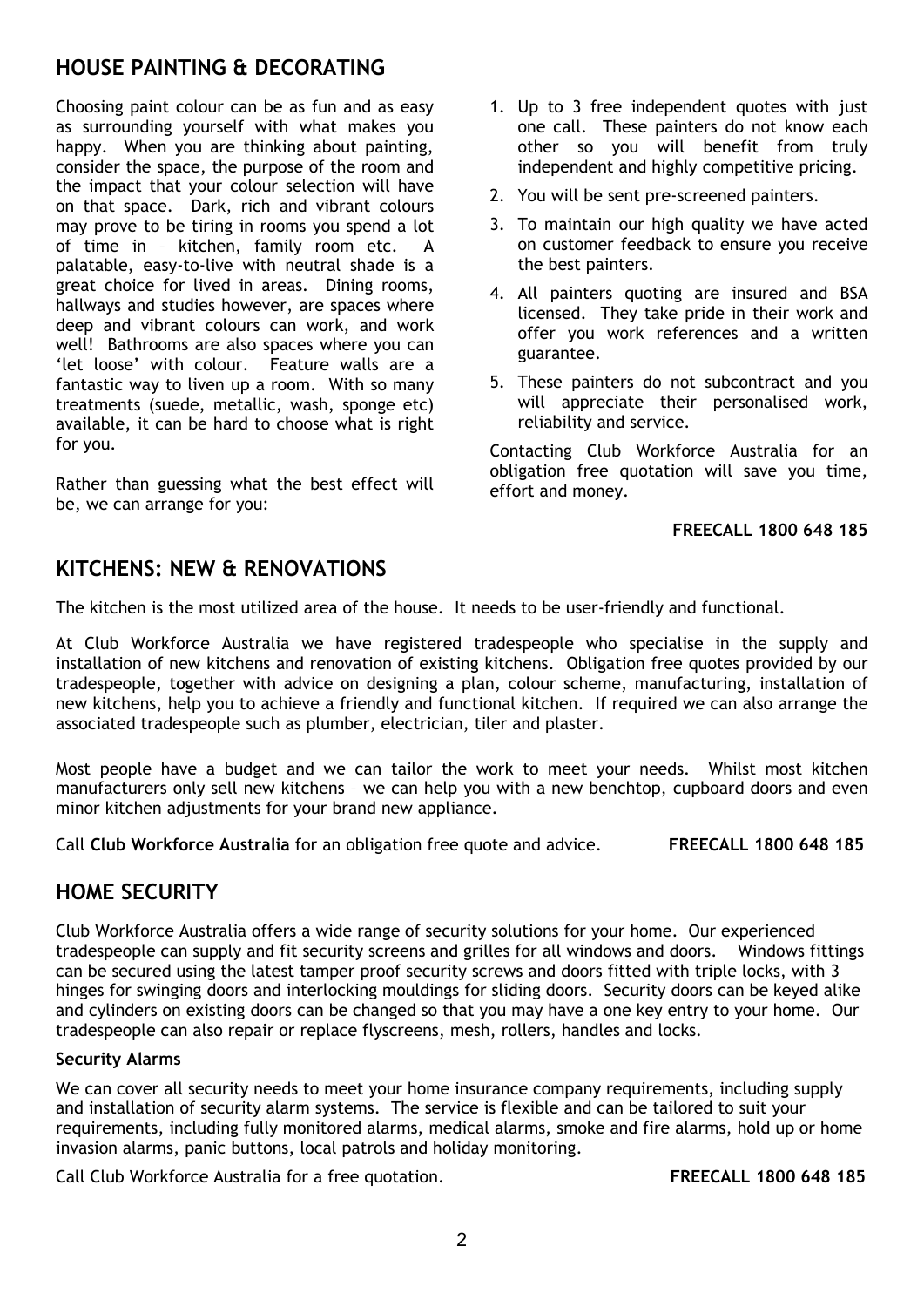## HOUSE PAINTING & DECORATING

Choosing paint colour can be as fun and as easy as surrounding yourself with what makes you happy. When you are thinking about painting, consider the space, the purpose of the room and the impact that your colour selection will have on that space. Dark, rich and vibrant colours may prove to be tiring in rooms you spend a lot of time in – kitchen, family room etc. A palatable, easy-to-live with neutral shade is a great choice for lived in areas. Dining rooms, hallways and studies however, are spaces where deep and vibrant colours can work, and work well! Bathrooms are also spaces where you can 'let loose' with colour. Feature walls are a fantastic way to liven up a room. With so many treatments (suede, metallic, wash, sponge etc) available, it can be hard to choose what is right for you.

Rather than guessing what the best effect will be, we can arrange for you:

1. Up to 3 free independent quotes with just one call. These painters do not know each other so you will benefit from truly independent and highly competitive pricing.
2. You will be sent pre-screened painters.
3. To maintain our high quality we have acted on customer feedback to ensure you receive the best painters.
4. All painters quoting are insured and BSA licensed. They take pride in their work and offer you work references and a written guarantee.
5. These painters do not subcontract and you will appreciate their personalised work, reliability and service.

Contacting Club Workforce Australia for an obligation free quotation will save you time, effort and money.

**FREECALL 1800 648 185**

## KITCHENS: NEW & RENOVATIONS

The kitchen is the most utilized area of the house. It needs to be user-friendly and functional.

At Club Workforce Australia we have registered tradespeople who specialise in the supply and installation of new kitchens and renovation of existing kitchens. Obligation free quotes provided by our tradespeople, together with advice on designing a plan, colour scheme, manufacturing, installation of new kitchens, help you to achieve a friendly and functional kitchen. If required we can also arrange the associated tradespeople such as plumber, electrician, tiler and plaster.

Most people have a budget and we can tailor the work to meet your needs. Whilst most kitchen manufacturers only sell new kitchens – we can help you with a new benchtop, cupboard doors and even minor kitchen adjustments for your brand new appliance.

Call **Club Workforce Australia** for an obligation free quote and advice. **FREECALL 1800 648 185**

## HOME SECURITY

Club Workforce Australia offers a wide range of security solutions for your home. Our experienced tradespeople can supply and fit security screens and grilles for all windows and doors. Windows fittings can be secured using the latest tamper proof security screws and doors fitted with triple locks, with 3 hinges for swinging doors and interlocking mouldings for sliding doors. Security doors can be keyed alike and cylinders on existing doors can be changed so that you may have a one key entry to your home. Our tradespeople can also repair or replace flyscreens, mesh, rollers, handles and locks.

### Security Alarms

We can cover all security needs to meet your home insurance company requirements, including supply and installation of security alarm systems. The service is flexible and can be tailored to suit your requirements, including fully monitored alarms, medical alarms, smoke and fire alarms, hold up or home invasion alarms, panic buttons, local patrols and holiday monitoring.

Call Club Workforce Australia for a free quotation. **FREECALL 1800 648 185**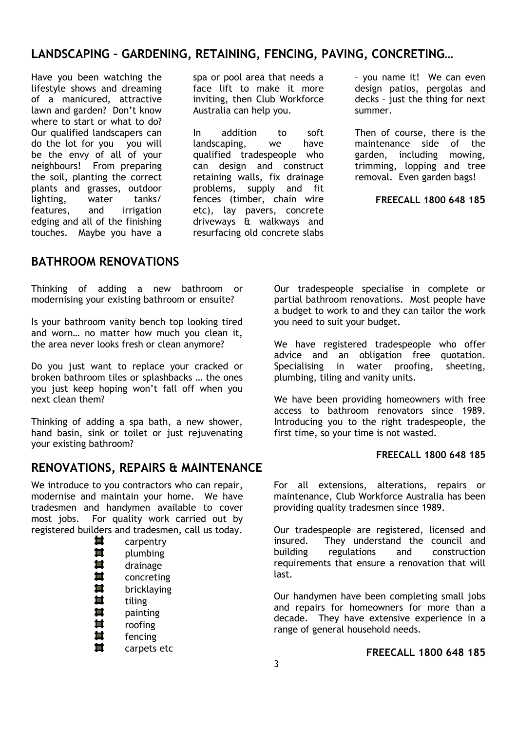## LANDSCAPING – GARDENING, RETAINING, FENCING, PAVING, CONCRETING…

Have you been watching the lifestyle shows and dreaming of a manicured, attractive lawn and garden? Don't know where to start or what to do? Our qualified landscapers can do the lot for you – you will be the envy of all of your neighbours! From preparing the soil, planting the correct plants and grasses, outdoor lighting, water tanks/ features, and irrigation edging and all of the finishing touches. Maybe you have a spa or pool area that needs a face lift to make it more inviting, then Club Workforce Australia can help you.

In addition to soft landscaping, we have qualified tradespeople who can design and construct retaining walls, fix drainage problems, supply and fit fences (timber, chain wire etc), lay pavers, concrete driveways & walkways and resurfacing old concrete slabs – you name it! We can even design patios, pergolas and decks – just the thing for next summer.

Then of course, there is the maintenance side of the garden, including mowing, trimming, lopping and tree removal. Even garden bags!

**FREECALL 1800 648 185**

## BATHROOM RENOVATIONS

Thinking of adding a new bathroom or modernising your existing bathroom or ensuite?

Is your bathroom vanity bench top looking tired and worn… no matter how much you clean it, the area never looks fresh or clean anymore?

Do you just want to replace your cracked or broken bathroom tiles or splashbacks … the ones you just keep hoping won't fall off when you next clean them?

Thinking of adding a spa bath, a new shower, hand basin, sink or toilet or just rejuvenating your existing bathroom?

Our tradespeople specialise in complete or partial bathroom renovations. Most people have a budget to work to and they can tailor the work you need to suit your budget.

We have registered tradespeople who offer advice and an obligation free quotation. Specialising in water proofing, sheeting, plumbing, tiling and vanity units.

We have been providing homeowners with free access to bathroom renovators since 1989. Introducing you to the right tradespeople, the first time, so your time is not wasted.

**FREECALL 1800 648 185**

## RENOVATIONS, REPAIRS & MAINTENANCE

We introduce to you contractors who can repair, modernise and maintain your home. We have tradesmen and handymen available to cover most jobs. For quality work carried out by registered builders and tradesmen, call us today.

- carpentry
- plumbing
- drainage
- concreting
- bricklaying
- tiling
- painting
- roofing
- fencing
- carpets etc

For all extensions, alterations, repairs or maintenance, Club Workforce Australia has been providing quality tradesmen since 1989.

Our tradespeople are registered, licensed and insured. They understand the council and building regulations and construction requirements that ensure a renovation that will last.

Our handymen have been completing small jobs and repairs for homeowners for more than a decade. They have extensive experience in a range of general household needs.

**FREECALL 1800 648 185**